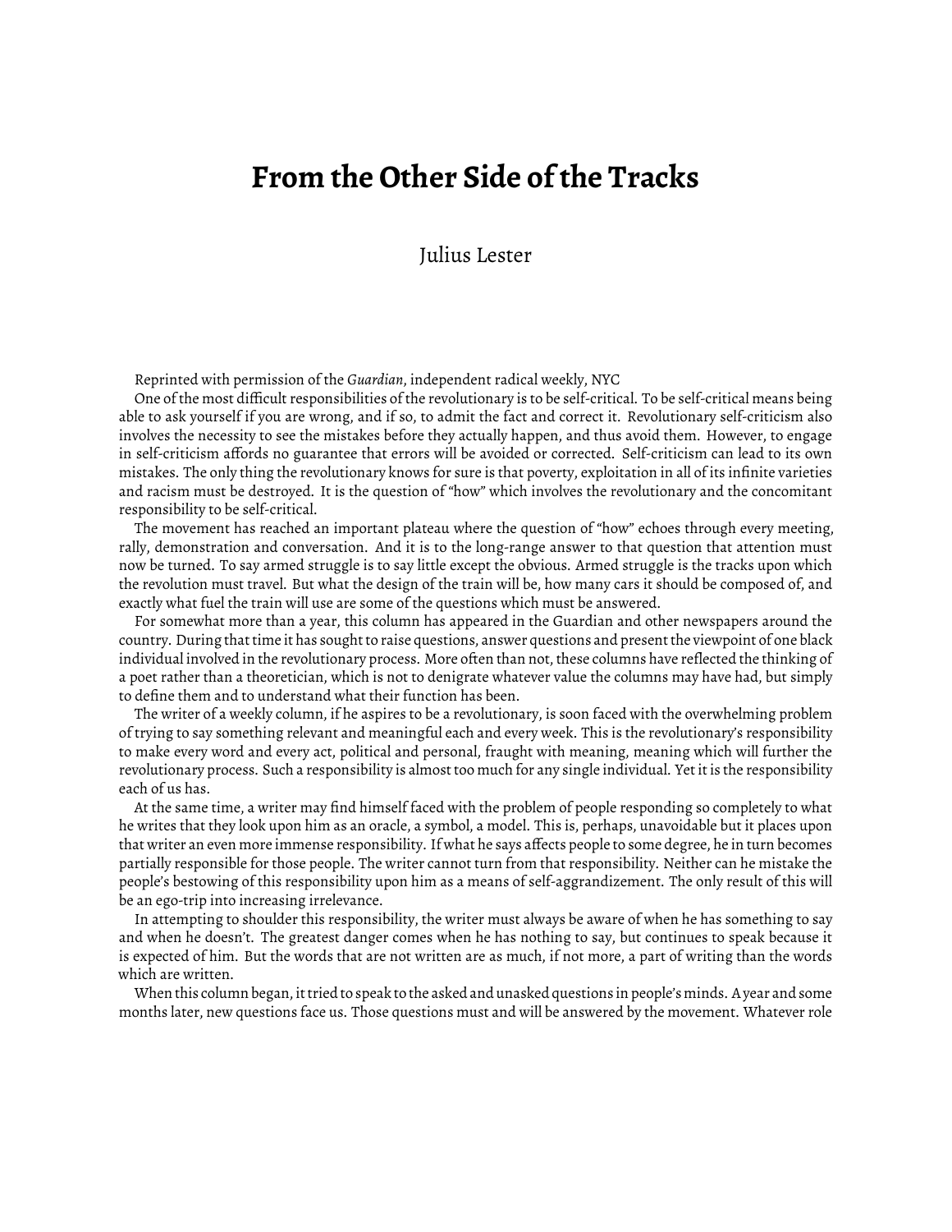# From the Other Side of the Tracks

Julius Lester

Reprinted with permission of the *Guardian*, independent radical weekly, NYC

One of the most difficult responsibilities of the revolutionary is to be self-critical. To be self-critical means being able to ask yourself if you are wrong, and if so, to admit the fact and correct it. Revolutionary self-criticism also involves the necessity to see the mistakes before they actually happen, and thus avoid them. However, to engage in self-criticism affords no guarantee that errors will be avoided or corrected. Self-criticism can lead to its own mistakes. The only thing the revolutionary knows for sure is that poverty, exploitation in all of its infinite varieties and racism must be destroyed. It is the question of "how" which involves the revolutionary and the concomitant responsibility to be self-critical.

The movement has reached an important plateau where the question of "how" echoes through every meeting, rally, demonstration and conversation. And it is to the long-range answer to that question that attention must now be turned. To say armed struggle is to say little except the obvious. Armed struggle is the tracks upon which the revolution must travel. But what the design of the train will be, how many cars it should be composed of, and exactly what fuel the train will use are some of the questions which must be answered.

For somewhat more than a year, this column has appeared in the Guardian and other newspapers around the country. During that time it has sought to raise questions, answer questions and present the viewpoint of one black individual involved in the revolutionary process. More often than not, these columns have reflected the thinking of a poet rather than a theoretician, which is not to denigrate whatever value the columns may have had, but simply to define them and to understand what their function has been.

The writer of a weekly column, if he aspires to be a revolutionary, is soon faced with the overwhelming problem of trying to say something relevant and meaningful each and every week. This is the revolutionary's responsibility to make every word and every act, political and personal, fraught with meaning, meaning which will further the revolutionary process. Such a responsibility is almost too much for any single individual. Yet it is the responsibility each of us has.

At the same time, a writer may find himself faced with the problem of people responding so completely to what he writes that they look upon him as an oracle, a symbol, a model. This is, perhaps, unavoidable but it places upon that writer an even more immense responsibility. If what he says affects people to some degree, he in turn becomes partially responsible for those people. The writer cannot turn from that responsibility. Neither can he mistake the people's bestowing of this responsibility upon him as a means of self-aggrandizement. The only result of this will be an ego-trip into increasing irrelevance.

In attempting to shoulder this responsibility, the writer must always be aware of when he has something to say and when he doesn't. The greatest danger comes when he has nothing to say, but continues to speak because it is expected of him. But the words that are not written are as much, if not more, a part of writing than the words which are written.

When this column began, it tried to speak to the asked and unasked questions in people's minds. A year and some months later, new questions face us. Those questions must and will be answered by the movement. Whatever role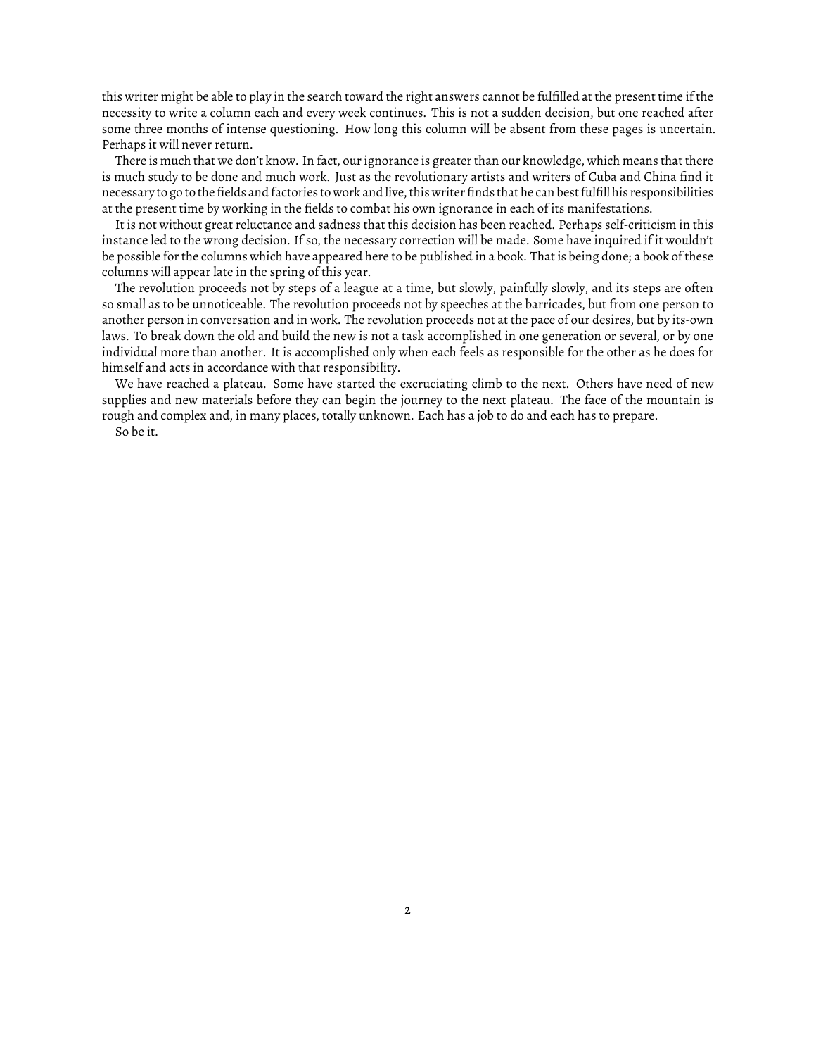this writer might be able to play in the search toward the right answers cannot be fulfilled at the present time if the necessity to write a column each and every week continues. This is not a sudden decision, but one reached after some three months of intense questioning. How long this column will be absent from these pages is uncertain. Perhaps it will never return.

There is much that we don't know. In fact, our ignorance is greater than our knowledge, which means that there is much study to be done and much work. Just as the revolutionary artists and writers of Cuba and China find it necessary to go to the fields and factories to work and live, this writer finds that he can best fulfill his responsibilities at the present time by working in the fields to combat his own ignorance in each of its manifestations.

It is not without great reluctance and sadness that this decision has been reached. Perhaps self-criticism in this instance led to the wrong decision. If so, the necessary correction will be made. Some have inquired if it wouldn't be possible for the columns which have appeared here to be published in a book. That is being done; a book of these columns will appear late in the spring of this year.

The revolution proceeds not by steps of a league at a time, but slowly, painfully slowly, and its steps are often so small as to be unnoticeable. The revolution proceeds not by speeches at the barricades, but from one person to another person in conversation and in work. The revolution proceeds not at the pace of our desires, but by its-own laws. To break down the old and build the new is not a task accomplished in one generation or several, or by one individual more than another. It is accomplished only when each feels as responsible for the other as he does for himself and acts in accordance with that responsibility.

We have reached a plateau. Some have started the excruciating climb to the next. Others have need of new supplies and new materials before they can begin the journey to the next plateau. The face of the mountain is rough and complex and, in many places, totally unknown. Each has a job to do and each has to prepare.

So be it.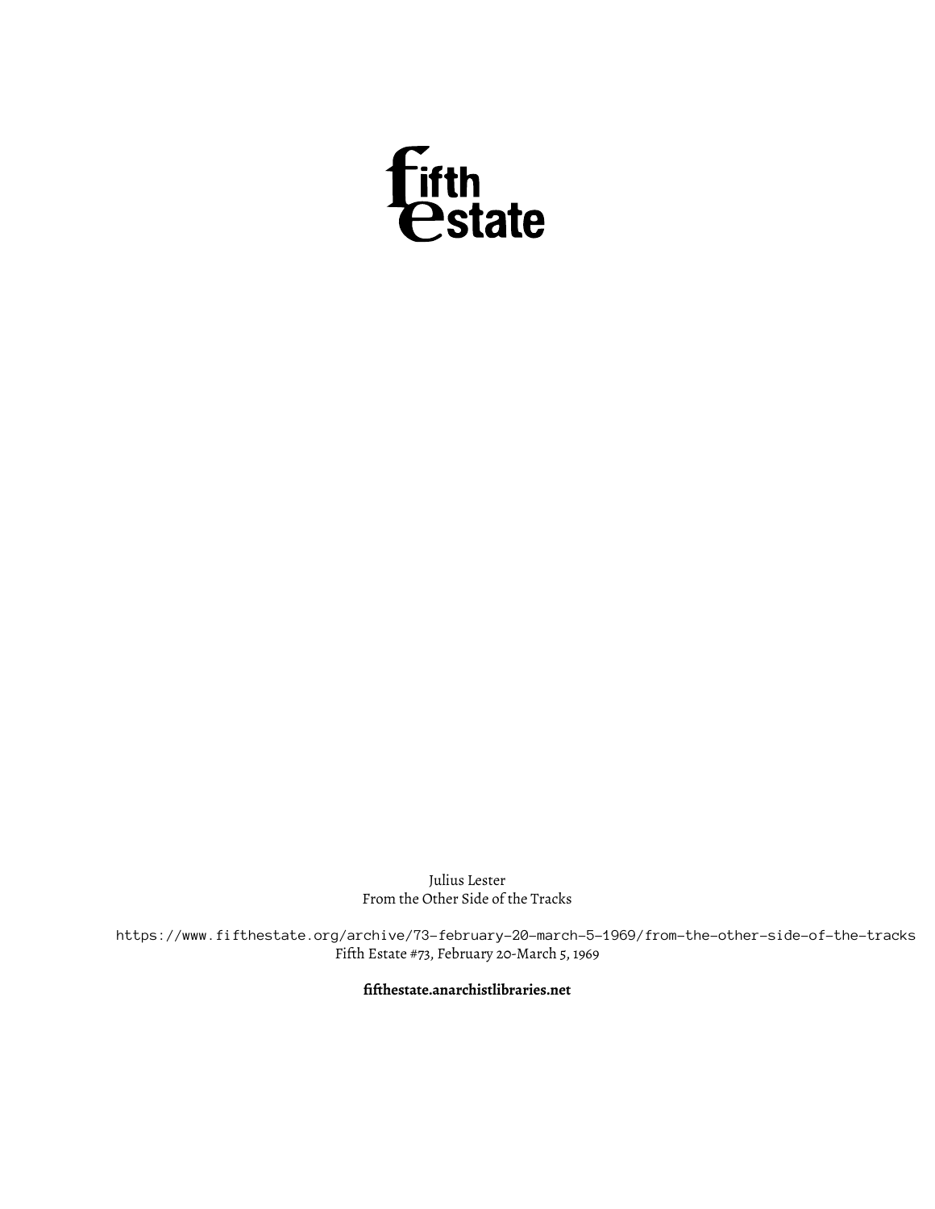Fifth Estate

Julius Lester
From the Other Side of the Tracks

https://www.fifthestate.org/archive/73-february-20-march-5-1969/from-the-other-side-of-the-tracks
Fifth Estate #73, February 20-March 5, 1969

**fifthestate.anarchistlibraries.net**